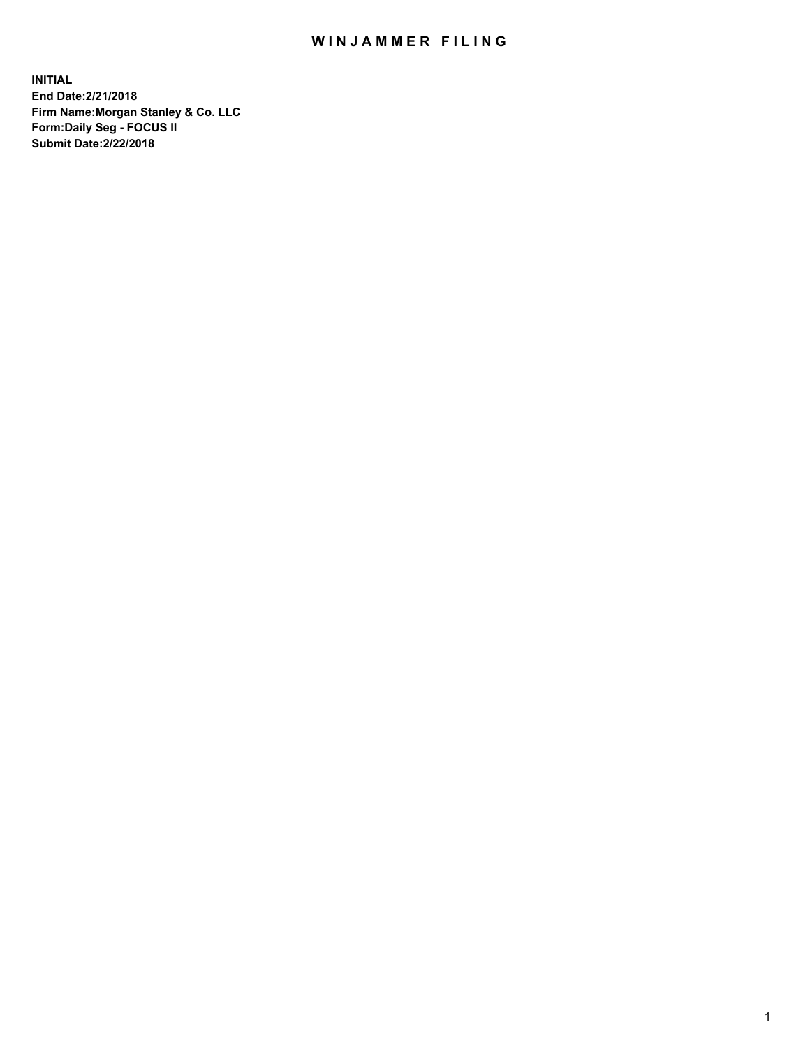# WINJAMMER FILING

**INITIAL**
**End Date:2/21/2018**
**Firm Name:Morgan Stanley & Co. LLC**
**Form:Daily Seg - FOCUS II**
**Submit Date:2/22/2018**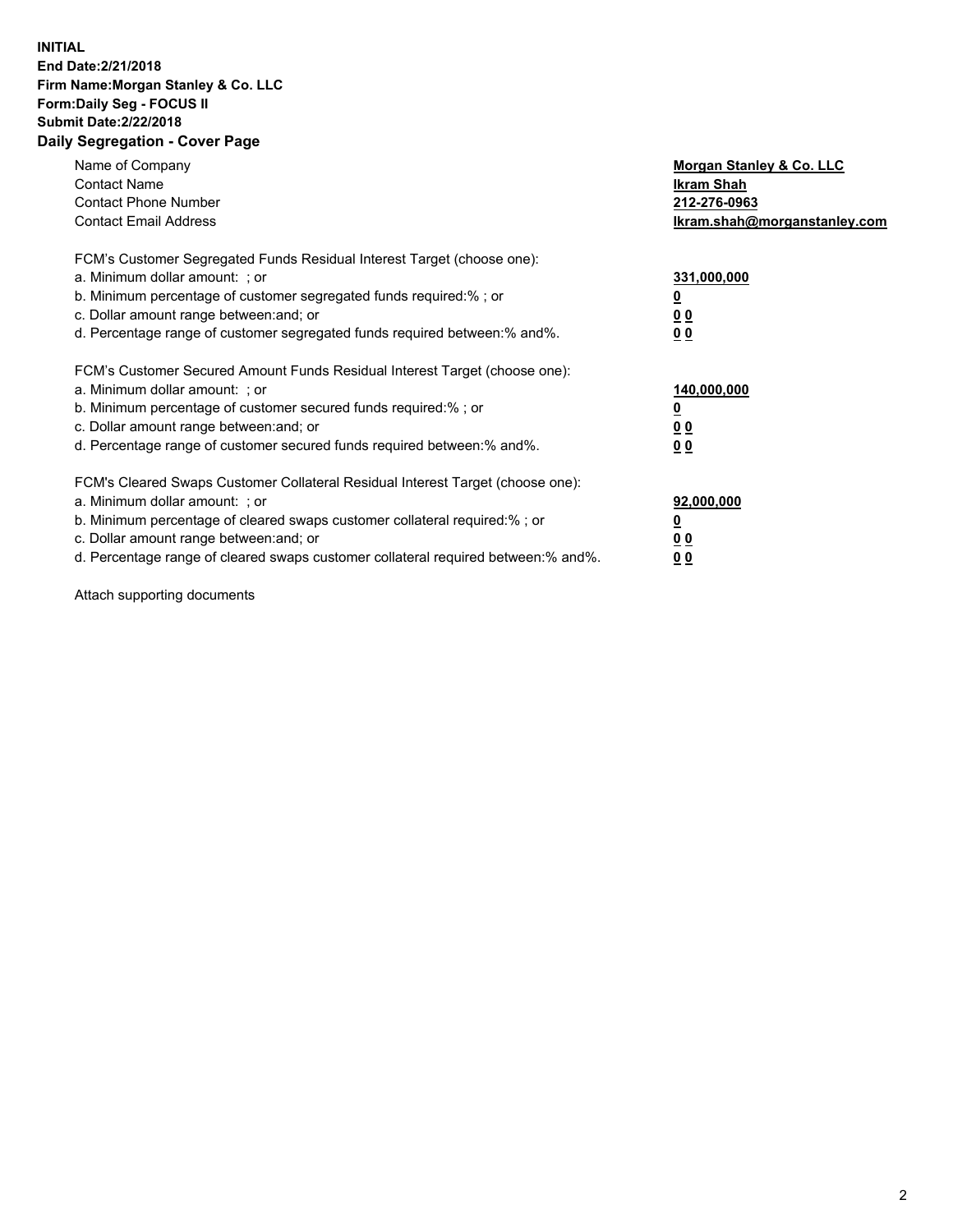**INITIAL**
**End Date:2/21/2018**
**Firm Name:Morgan Stanley & Co. LLC**
**Form:Daily Seg - FOCUS II**
**Submit Date:2/22/2018**
**Daily Segregation - Cover Page**

| | |
|---|---|
| Name of Company | **Morgan Stanley & Co. LLC** |
| Contact Name | **Ikram Shah** |
| Contact Phone Number | **212-276-0963** |
| Contact Email Address | **Ikram.shah@morganstanley.com** |

| | |
|---|---|
| FCM's Customer Segregated Funds Residual Interest Target (choose one): | |
| a. Minimum dollar amount: ; or | **331,000,000** |
| b. Minimum percentage of customer segregated funds required:% ; or | **0** |
| c. Dollar amount range between:and; or | **0 0** |
| d. Percentage range of customer segregated funds required between:% and%. | **0 0** |

| | |
|---|---|
| FCM's Customer Secured Amount Funds Residual Interest Target (choose one): | |
| a. Minimum dollar amount: ; or | **140,000,000** |
| b. Minimum percentage of customer secured funds required:% ; or | **0** |
| c. Dollar amount range between:and; or | **0 0** |
| d. Percentage range of customer secured funds required between:% and%. | **0 0** |

| | |
|---|---|
| FCM's Cleared Swaps Customer Collateral Residual Interest Target (choose one): | |
| a. Minimum dollar amount: ; or | **92,000,000** |
| b. Minimum percentage of cleared swaps customer collateral required:% ; or | **0** |
| c. Dollar amount range between:and; or | **0 0** |
| d. Percentage range of cleared swaps customer collateral required between:% and%. | **0 0** |

Attach supporting documents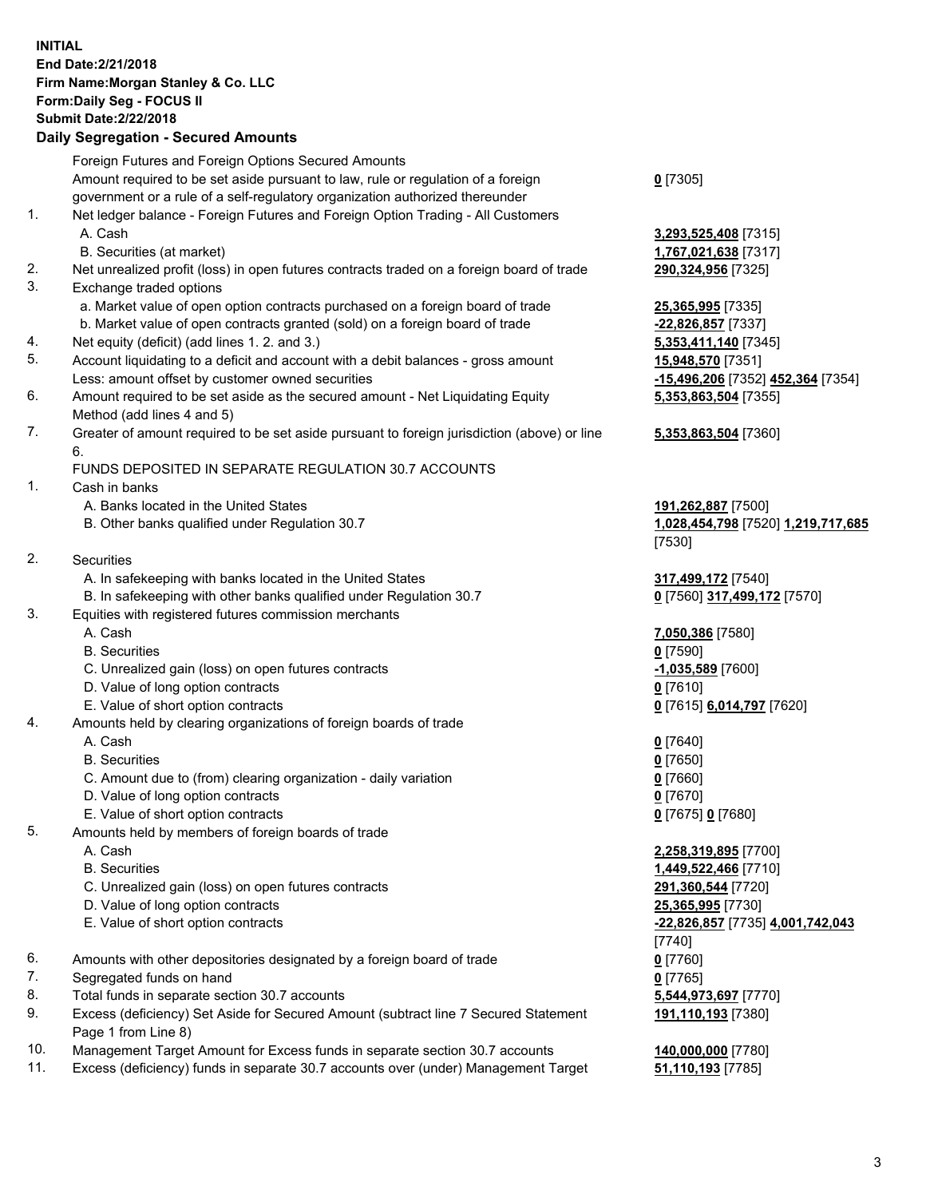**INITIAL**
**End Date:2/21/2018**
**Firm Name:Morgan Stanley & Co. LLC**
**Form:Daily Seg - FOCUS II**
**Submit Date:2/22/2018**

## Daily Segregation - Secured Amounts

| | | |
|---|---|---|
| | Foreign Futures and Foreign Options Secured Amounts | |
| | Amount required to be set aside pursuant to law, rule or regulation of a foreign government or a rule of a self-regulatory organization authorized thereunder | **0** [7305] |
| 1. | Net ledger balance - Foreign Futures and Foreign Option Trading - All Customers | |
| | A. Cash | **3,293,525,408** [7315] |
| | B. Securities (at market) | **1,767,021,638** [7317] |
| 2. | Net unrealized profit (loss) in open futures contracts traded on a foreign board of trade | **290,324,956** [7325] |
| 3. | Exchange traded options | |
| | a. Market value of open option contracts purchased on a foreign board of trade | **25,365,995** [7335] |
| | b. Market value of open contracts granted (sold) on a foreign board of trade | **-22,826,857** [7337] |
| 4. | Net equity (deficit) (add lines 1. 2. and 3.) | **5,353,411,140** [7345] |
| 5. | Account liquidating to a deficit and account with a debit balances - gross amount | **15,948,570** [7351] |
| | Less: amount offset by customer owned securities | **-15,496,206** [7352] **452,364** [7354] |
| 6. | Amount required to be set aside as the secured amount - Net Liquidating Equity Method (add lines 4 and 5) | **5,353,863,504** [7355] |
| 7. | Greater of amount required to be set aside pursuant to foreign jurisdiction (above) or line 6. | **5,353,863,504** [7360] |
| | FUNDS DEPOSITED IN SEPARATE REGULATION 30.7 ACCOUNTS | |
| 1. | Cash in banks | |
| | A. Banks located in the United States | **191,262,887** [7500] |
| | B. Other banks qualified under Regulation 30.7 | **1,028,454,798** [7520] **1,219,717,685** [7530] |
| 2. | Securities | |
| | A. In safekeeping with banks located in the United States | **317,499,172** [7540] |
| | B. In safekeeping with other banks qualified under Regulation 30.7 | **0** [7560] **317,499,172** [7570] |
| 3. | Equities with registered futures commission merchants | |
| | A. Cash | **7,050,386** [7580] |
| | B. Securities | **0** [7590] |
| | C. Unrealized gain (loss) on open futures contracts | **-1,035,589** [7600] |
| | D. Value of long option contracts | **0** [7610] |
| | E. Value of short option contracts | **0** [7615] **6,014,797** [7620] |
| 4. | Amounts held by clearing organizations of foreign boards of trade | |
| | A. Cash | **0** [7640] |
| | B. Securities | **0** [7650] |
| | C. Amount due to (from) clearing organization - daily variation | **0** [7660] |
| | D. Value of long option contracts | **0** [7670] |
| | E. Value of short option contracts | **0** [7675] **0** [7680] |
| 5. | Amounts held by members of foreign boards of trade | |
| | A. Cash | **2,258,319,895** [7700] |
| | B. Securities | **1,449,522,466** [7710] |
| | C. Unrealized gain (loss) on open futures contracts | **291,360,544** [7720] |
| | D. Value of long option contracts | **25,365,995** [7730] |
| | E. Value of short option contracts | **-22,826,857** [7735] **4,001,742,043** [7740] |
| 6. | Amounts with other depositories designated by a foreign board of trade | **0** [7760] |
| 7. | Segregated funds on hand | **0** [7765] |
| 8. | Total funds in separate section 30.7 accounts | **5,544,973,697** [7770] |
| 9. | Excess (deficiency) Set Aside for Secured Amount (subtract line 7 Secured Statement Page 1 from Line 8) | **191,110,193** [7380] |
| 10. | Management Target Amount for Excess funds in separate section 30.7 accounts | **140,000,000** [7780] |
| 11. | Excess (deficiency) funds in separate 30.7 accounts over (under) Management Target | **51,110,193** [7785] |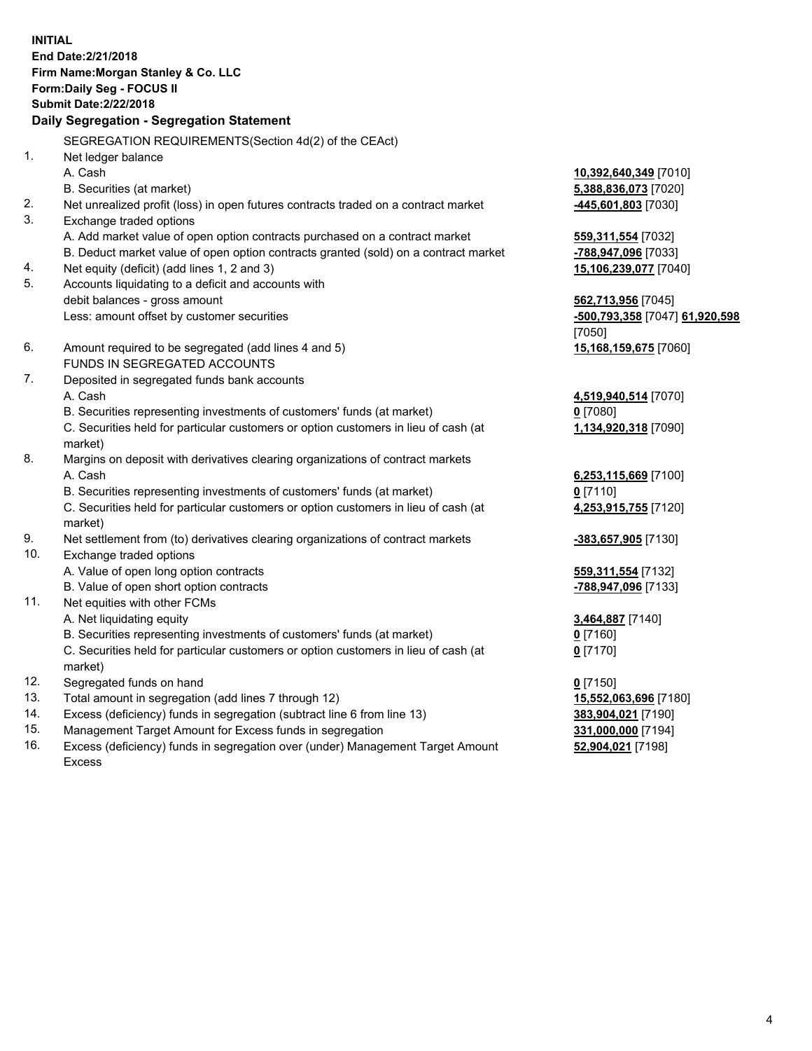**INITIAL**
**End Date:2/21/2018**
**Firm Name:Morgan Stanley & Co. LLC**
**Form:Daily Seg - FOCUS II**
**Submit Date:2/22/2018**

**Daily Segregation - Segregation Statement**

| | | |
|---|---|---|
| | SEGREGATION REQUIREMENTS(Section 4d(2) of the CEAct) | |
| 1. | Net ledger balance | |
| | A. Cash | **10,392,640,349** [7010] |
| | B. Securities (at market) | **5,388,836,073** [7020] |
| 2. | Net unrealized profit (loss) in open futures contracts traded on a contract market | **-445,601,803** [7030] |
| 3. | Exchange traded options | |
| | A. Add market value of open option contracts purchased on a contract market | **559,311,554** [7032] |
| | B. Deduct market value of open option contracts granted (sold) on a contract market | **-788,947,096** [7033] |
| 4. | Net equity (deficit) (add lines 1, 2 and 3) | **15,106,239,077** [7040] |
| 5. | Accounts liquidating to a deficit and accounts with debit balances - gross amount | **562,713,956** [7045] |
| | Less: amount offset by customer securities | **-500,793,358** [7047] **61,920,598** [7050] |
| 6. | Amount required to be segregated (add lines 4 and 5) | **15,168,159,675** [7060] |
| | FUNDS IN SEGREGATED ACCOUNTS | |
| 7. | Deposited in segregated funds bank accounts | |
| | A. Cash | **4,519,940,514** [7070] |
| | B. Securities representing investments of customers' funds (at market) | **0** [7080] |
| | C. Securities held for particular customers or option customers in lieu of cash (at market) | **1,134,920,318** [7090] |
| 8. | Margins on deposit with derivatives clearing organizations of contract markets | |
| | A. Cash | **6,253,115,669** [7100] |
| | B. Securities representing investments of customers' funds (at market) | **0** [7110] |
| | C. Securities held for particular customers or option customers in lieu of cash (at market) | **4,253,915,755** [7120] |
| 9. | Net settlement from (to) derivatives clearing organizations of contract markets | **-383,657,905** [7130] |
| 10. | Exchange traded options | |
| | A. Value of open long option contracts | **559,311,554** [7132] |
| | B. Value of open short option contracts | **-788,947,096** [7133] |
| 11. | Net equities with other FCMs | |
| | A. Net liquidating equity | **3,464,887** [7140] |
| | B. Securities representing investments of customers' funds (at market) | **0** [7160] |
| | C. Securities held for particular customers or option customers in lieu of cash (at market) | **0** [7170] |
| 12. | Segregated funds on hand | **0** [7150] |
| 13. | Total amount in segregation (add lines 7 through 12) | **15,552,063,696** [7180] |
| 14. | Excess (deficiency) funds in segregation (subtract line 6 from line 13) | **383,904,021** [7190] |
| 15. | Management Target Amount for Excess funds in segregation | **331,000,000** [7194] |
| 16. | Excess (deficiency) funds in segregation over (under) Management Target Amount Excess | **52,904,021** [7198] |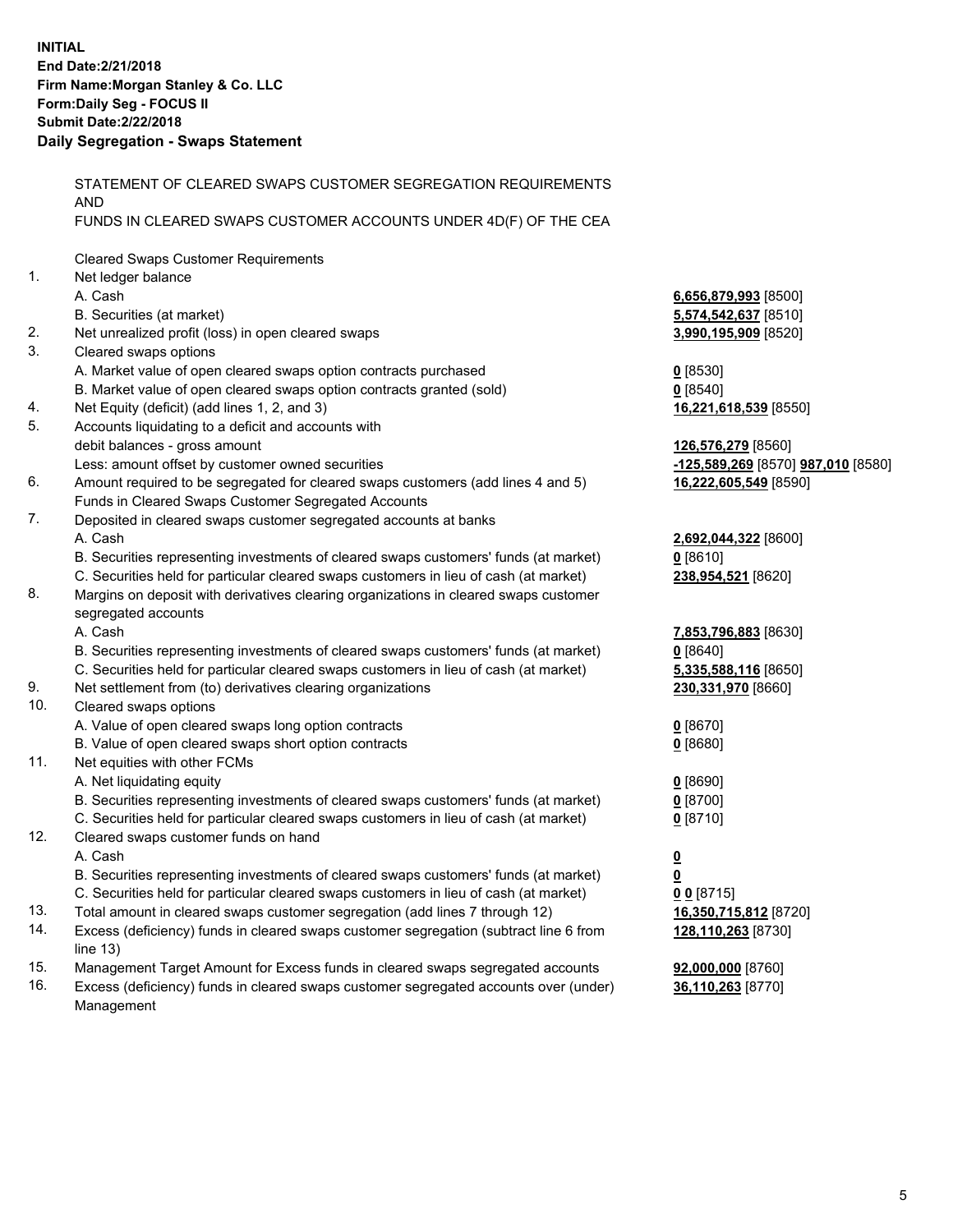**INITIAL**
**End Date:2/21/2018**
**Firm Name:Morgan Stanley & Co. LLC**
**Form:Daily Seg - FOCUS II**
**Submit Date:2/22/2018**
**Daily Segregation - Swaps Statement**

STATEMENT OF CLEARED SWAPS CUSTOMER SEGREGATION REQUIREMENTS AND FUNDS IN CLEARED SWAPS CUSTOMER ACCOUNTS UNDER 4D(F) OF THE CEA

| | | |
|---|---|---|
| | Cleared Swaps Customer Requirements | |
| 1. | Net ledger balance | |
| | A. Cash | **6,656,879,993** [8500] |
| | B. Securities (at market) | **5,574,542,637** [8510] |
| 2. | Net unrealized profit (loss) in open cleared swaps | **3,990,195,909** [8520] |
| 3. | Cleared swaps options | |
| | A. Market value of open cleared swaps option contracts purchased | **0** [8530] |
| | B. Market value of open cleared swaps option contracts granted (sold) | **0** [8540] |
| 4. | Net Equity (deficit) (add lines 1, 2, and 3) | **16,221,618,539** [8550] |
| 5. | Accounts liquidating to a deficit and accounts with debit balances - gross amount | **126,576,279** [8560] |
| | Less: amount offset by customer owned securities | **-125,589,269** [8570] **987,010** [8580] |
| 6. | Amount required to be segregated for cleared swaps customers (add lines 4 and 5) | **16,222,605,549** [8590] |
| | Funds in Cleared Swaps Customer Segregated Accounts | |
| 7. | Deposited in cleared swaps customer segregated accounts at banks | |
| | A. Cash | **2,692,044,322** [8600] |
| | B. Securities representing investments of cleared swaps customers' funds (at market) | **0** [8610] |
| | C. Securities held for particular cleared swaps customers in lieu of cash (at market) | **238,954,521** [8620] |
| 8. | Margins on deposit with derivatives clearing organizations in cleared swaps customer segregated accounts | |
| | A. Cash | **7,853,796,883** [8630] |
| | B. Securities representing investments of cleared swaps customers' funds (at market) | **0** [8640] |
| | C. Securities held for particular cleared swaps customers in lieu of cash (at market) | **5,335,588,116** [8650] |
| 9. | Net settlement from (to) derivatives clearing organizations | **230,331,970** [8660] |
| 10. | Cleared swaps options | |
| | A. Value of open cleared swaps long option contracts | **0** [8670] |
| | B. Value of open cleared swaps short option contracts | **0** [8680] |
| 11. | Net equities with other FCMs | |
| | A. Net liquidating equity | **0** [8690] |
| | B. Securities representing investments of cleared swaps customers' funds (at market) | **0** [8700] |
| | C. Securities held for particular cleared swaps customers in lieu of cash (at market) | **0** [8710] |
| 12. | Cleared swaps customer funds on hand | |
| | A. Cash | **0** |
| | B. Securities representing investments of cleared swaps customers' funds (at market) | **0** |
| | C. Securities held for particular cleared swaps customers in lieu of cash (at market) | **0** **0** [8715] |
| 13. | Total amount in cleared swaps customer segregation (add lines 7 through 12) | **16,350,715,812** [8720] |
| 14. | Excess (deficiency) funds in cleared swaps customer segregation (subtract line 6 from line 13) | **128,110,263** [8730] |
| 15. | Management Target Amount for Excess funds in cleared swaps segregated accounts | **92,000,000** [8760] |
| 16. | Excess (deficiency) funds in cleared swaps customer segregated accounts over (under) Management | **36,110,263** [8770] |